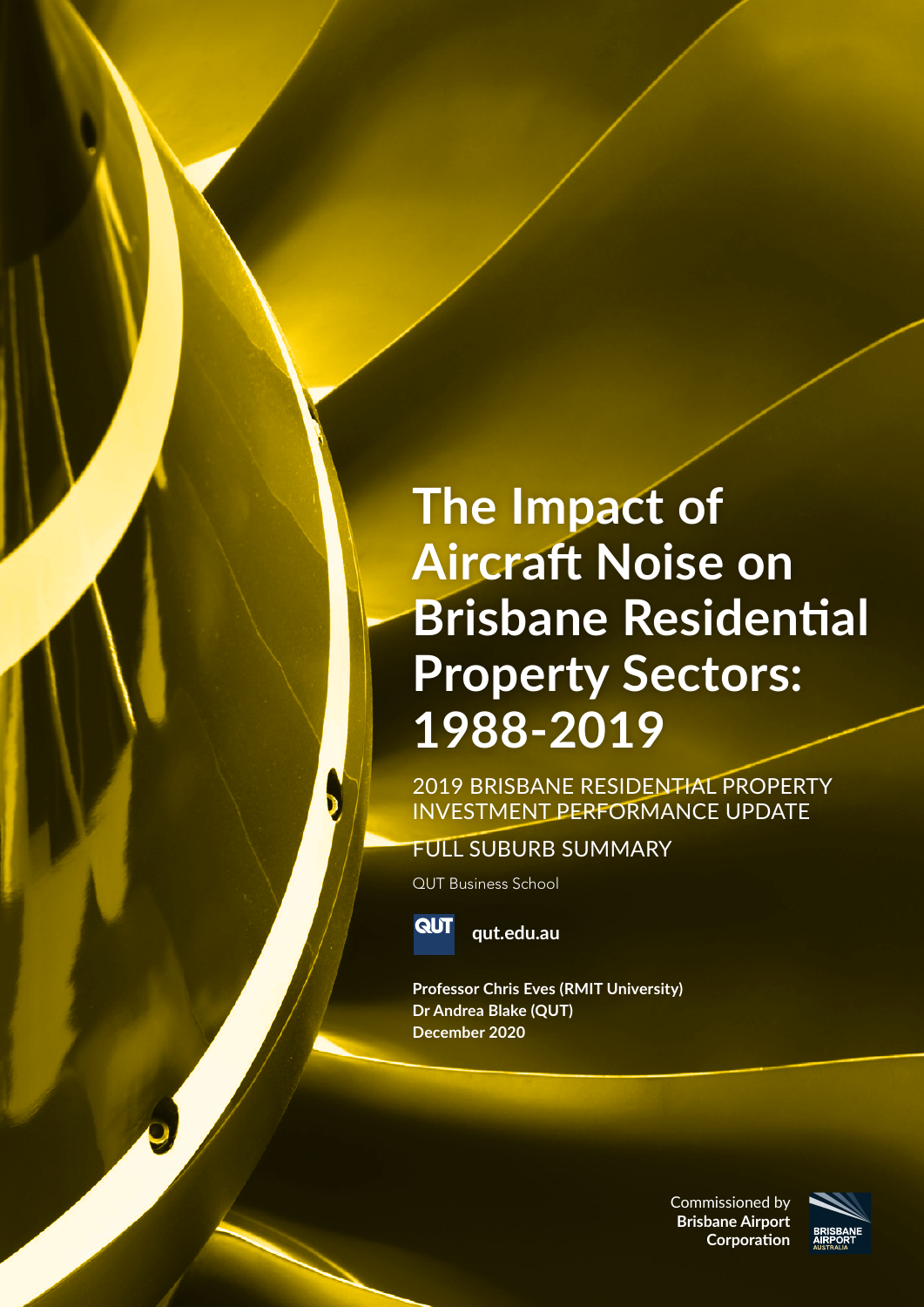# The Impact of Aircraft Noise on Brisbane Residential Property Sectors: 1988-2019

2019 BRISBANE RESIDENTIAL PROPERTY INVESTMENT PERFORMANCE UPDATE

FULL SUBURB SUMMARY

QUT Business School

qut.edu.au

**Professor Chris Eves (RMIT University)**
**Dr Andrea Blake (QUT)**
**December 2020**

Commissioned by **Brisbane Airport Corporation**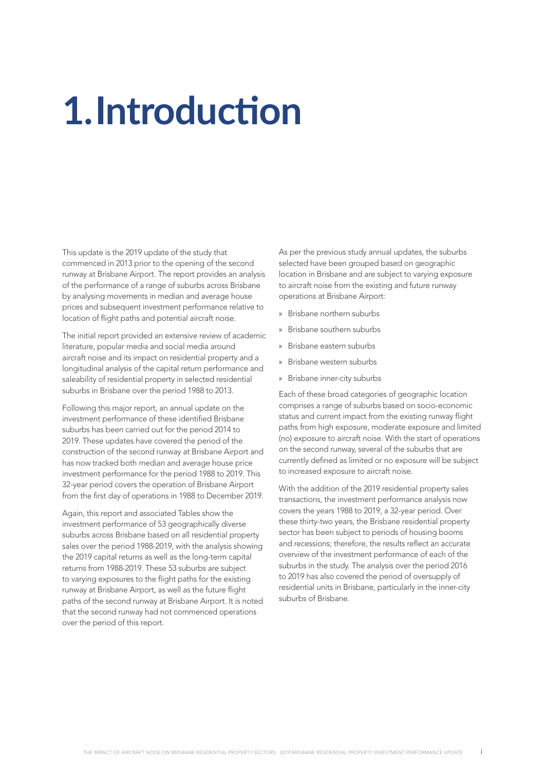# 1. Introduction

This update is the 2019 update of the study that commenced in 2013 prior to the opening of the second runway at Brisbane Airport. The report provides an analysis of the performance of a range of suburbs across Brisbane by analysing movements in median and average house prices and subsequent investment performance relative to location of flight paths and potential aircraft noise.

The initial report provided an extensive review of academic literature, popular media and social media around aircraft noise and its impact on residential property and a longitudinal analysis of the capital return performance and saleability of residential property in selected residential suburbs in Brisbane over the period 1988 to 2013.

Following this major report, an annual update on the investment performance of these identified Brisbane suburbs has been carried out for the period 2014 to 2019. These updates have covered the period of the construction of the second runway at Brisbane Airport and has now tracked both median and average house price investment performance for the period 1988 to 2019. This 32-year period covers the operation of Brisbane Airport from the first day of operations in 1988 to December 2019.

Again, this report and associated Tables show the investment performance of 53 geographically diverse suburbs across Brisbane based on all residential property sales over the period 1988-2019, with the analysis showing the 2019 capital returns as well as the long-term capital returns from 1988-2019. These 53 suburbs are subject to varying exposures to the flight paths for the existing runway at Brisbane Airport, as well as the future flight paths of the second runway at Brisbane Airport. It is noted that the second runway had not commenced operations over the period of this report.

As per the previous study annual updates, the suburbs selected have been grouped based on geographic location in Brisbane and are subject to varying exposure to aircraft noise from the existing and future runway operations at Brisbane Airport:

- Brisbane northern suburbs
- Brisbane southern suburbs
- Brisbane eastern suburbs
- Brisbane western suburbs
- Brisbane inner-city suburbs

Each of these broad categories of geographic location comprises a range of suburbs based on socio-economic status and current impact from the existing runway flight paths from high exposure, moderate exposure and limited (no) exposure to aircraft noise. With the start of operations on the second runway, several of the suburbs that are currently defined as limited or no exposure will be subject to increased exposure to aircraft noise.

With the addition of the 2019 residential property sales transactions, the investment performance analysis now covers the years 1988 to 2019, a 32-year period. Over these thirty-two years, the Brisbane residential property sector has been subject to periods of housing booms and recessions; therefore, the results reflect an accurate overview of the investment performance of each of the suburbs in the study. The analysis over the period 2016 to 2019 has also covered the period of oversupply of residential units in Brisbane, particularly in the inner-city suburbs of Brisbane.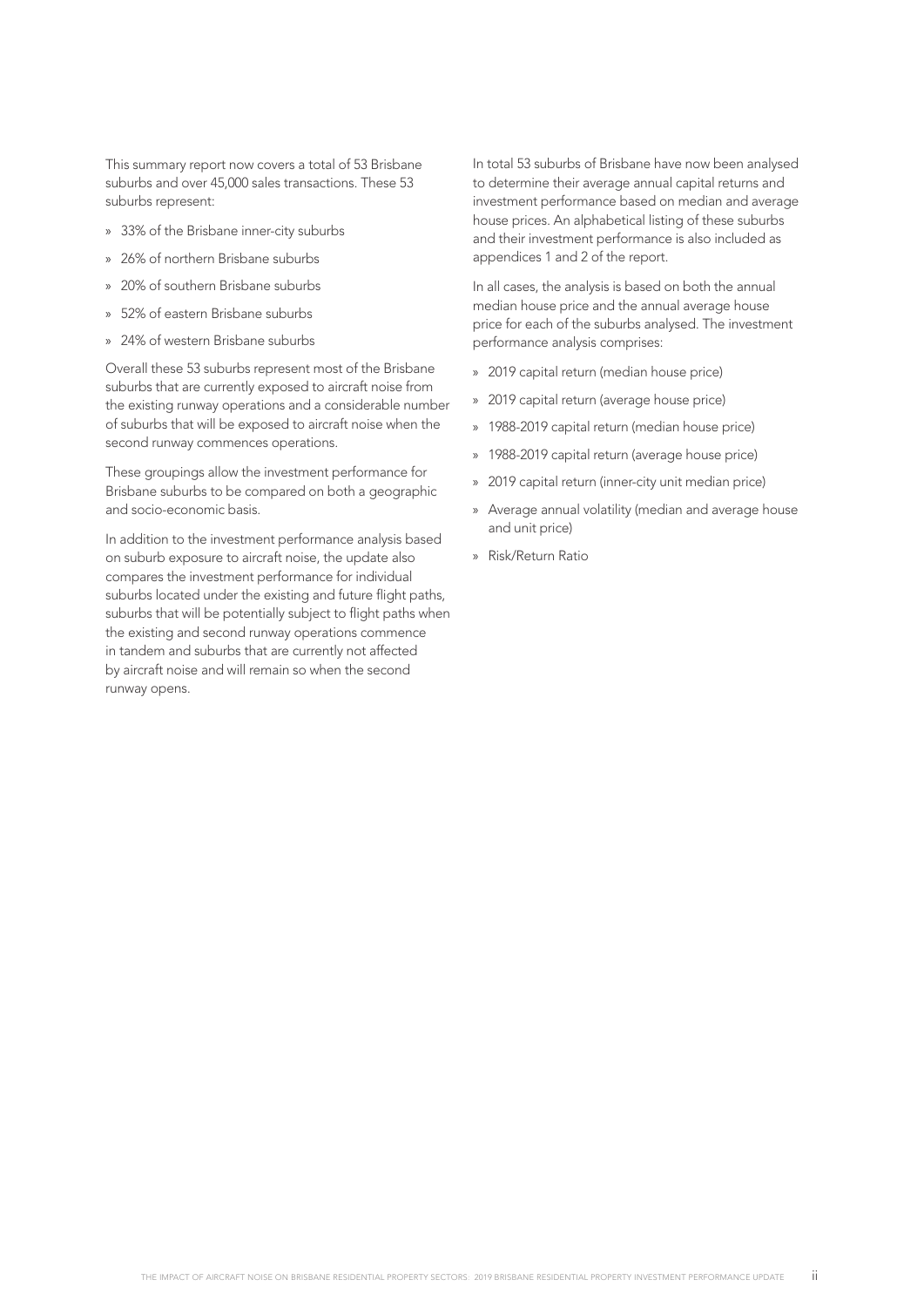This summary report now covers a total of 53 Brisbane suburbs and over 45,000 sales transactions. These 53 suburbs represent:

- 33% of the Brisbane inner-city suburbs
- 26% of northern Brisbane suburbs
- 20% of southern Brisbane suburbs
- 52% of eastern Brisbane suburbs
- 24% of western Brisbane suburbs

Overall these 53 suburbs represent most of the Brisbane suburbs that are currently exposed to aircraft noise from the existing runway operations and a considerable number of suburbs that will be exposed to aircraft noise when the second runway commences operations.

These groupings allow the investment performance for Brisbane suburbs to be compared on both a geographic and socio-economic basis.

In addition to the investment performance analysis based on suburb exposure to aircraft noise, the update also compares the investment performance for individual suburbs located under the existing and future flight paths, suburbs that will be potentially subject to flight paths when the existing and second runway operations commence in tandem and suburbs that are currently not affected by aircraft noise and will remain so when the second runway opens.

In total 53 suburbs of Brisbane have now been analysed to determine their average annual capital returns and investment performance based on median and average house prices. An alphabetical listing of these suburbs and their investment performance is also included as appendices 1 and 2 of the report.

In all cases, the analysis is based on both the annual median house price and the annual average house price for each of the suburbs analysed. The investment performance analysis comprises:

- 2019 capital return (median house price)
- 2019 capital return (average house price)
- 1988-2019 capital return (median house price)
- 1988-2019 capital return (average house price)
- 2019 capital return (inner-city unit median price)
- Average annual volatility (median and average house and unit price)
- Risk/Return Ratio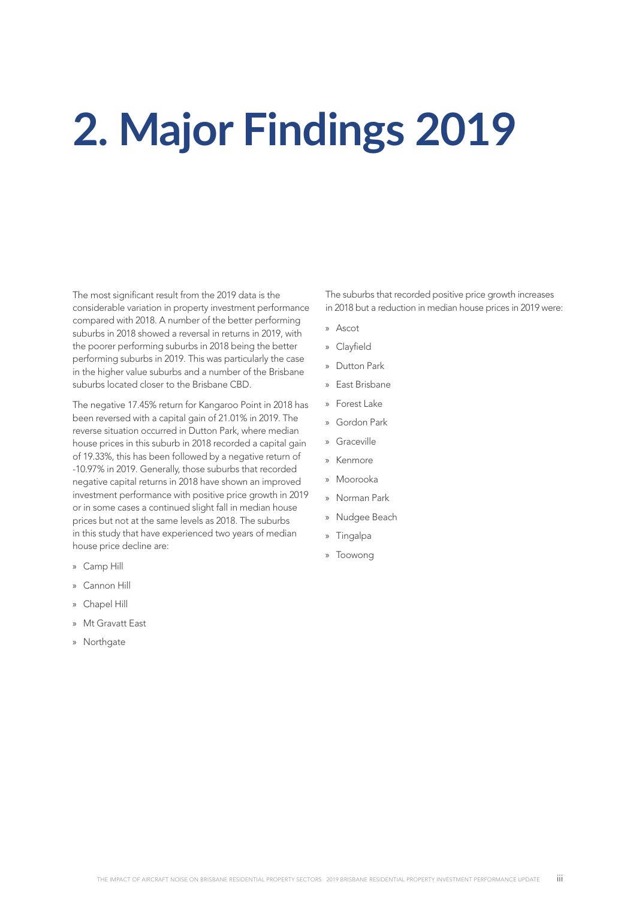# 2. Major Findings 2019

The most significant result from the 2019 data is the considerable variation in property investment performance compared with 2018. A number of the better performing suburbs in 2018 showed a reversal in returns in 2019, with the poorer performing suburbs in 2018 being the better performing suburbs in 2019. This was particularly the case in the higher value suburbs and a number of the Brisbane suburbs located closer to the Brisbane CBD.

The negative 17.45% return for Kangaroo Point in 2018 has been reversed with a capital gain of 21.01% in 2019. The reverse situation occurred in Dutton Park, where median house prices in this suburb in 2018 recorded a capital gain of 19.33%, this has been followed by a negative return of -10.97% in 2019. Generally, those suburbs that recorded negative capital returns in 2018 have shown an improved investment performance with positive price growth in 2019 or in some cases a continued slight fall in median house prices but not at the same levels as 2018. The suburbs in this study that have experienced two years of median house price decline are:

- Camp Hill
- Cannon Hill
- Chapel Hill
- Mt Gravatt East
- Northgate

The suburbs that recorded positive price growth increases in 2018 but a reduction in median house prices in 2019 were:

- Ascot
- Clayfield
- Dutton Park
- East Brisbane
- Forest Lake
- Gordon Park
- Graceville
- Kenmore
- Moorooka
- Norman Park
- Nudgee Beach
- Tingalpa
- Toowong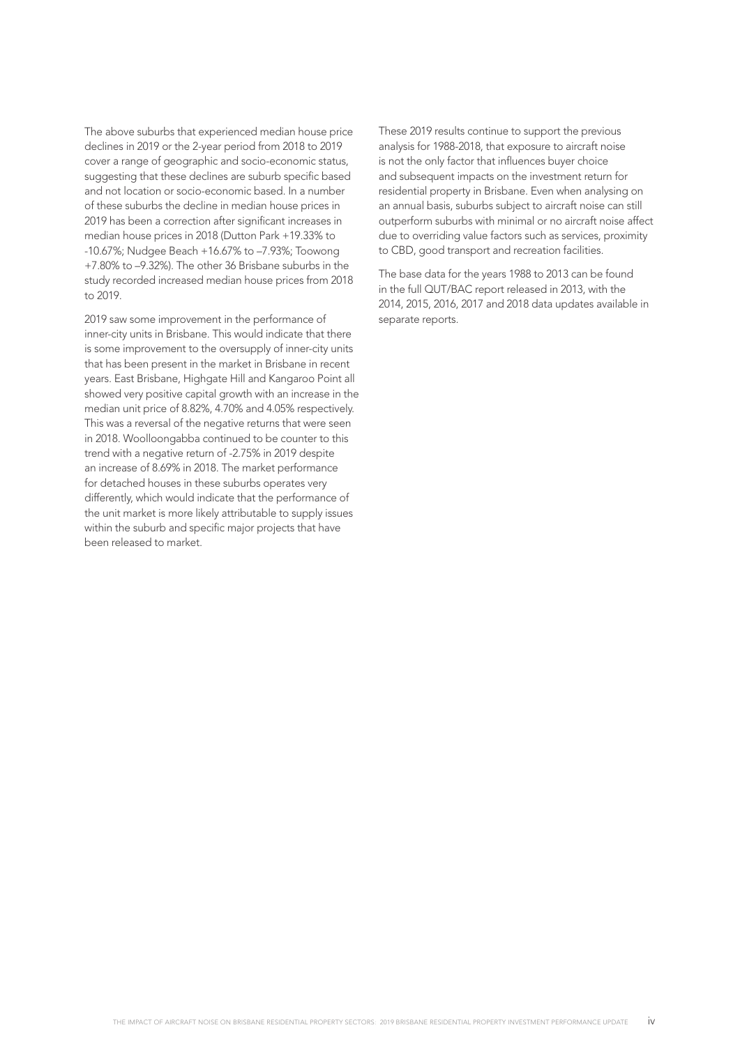The above suburbs that experienced median house price declines in 2019 or the 2-year period from 2018 to 2019 cover a range of geographic and socio-economic status, suggesting that these declines are suburb specific based and not location or socio-economic based. In a number of these suburbs the decline in median house prices in 2019 has been a correction after significant increases in median house prices in 2018 (Dutton Park +19.33% to -10.67%; Nudgee Beach +16.67% to –7.93%; Toowong +7.80% to –9.32%). The other 36 Brisbane suburbs in the study recorded increased median house prices from 2018 to 2019.

2019 saw some improvement in the performance of inner-city units in Brisbane. This would indicate that there is some improvement to the oversupply of inner-city units that has been present in the market in Brisbane in recent years. East Brisbane, Highgate Hill and Kangaroo Point all showed very positive capital growth with an increase in the median unit price of 8.82%, 4.70% and 4.05% respectively. This was a reversal of the negative returns that were seen in 2018. Woolloongabba continued to be counter to this trend with a negative return of -2.75% in 2019 despite an increase of 8.69% in 2018. The market performance for detached houses in these suburbs operates very differently, which would indicate that the performance of the unit market is more likely attributable to supply issues within the suburb and specific major projects that have been released to market.

These 2019 results continue to support the previous analysis for 1988-2018, that exposure to aircraft noise is not the only factor that influences buyer choice and subsequent impacts on the investment return for residential property in Brisbane. Even when analysing on an annual basis, suburbs subject to aircraft noise can still outperform suburbs with minimal or no aircraft noise affect due to overriding value factors such as services, proximity to CBD, good transport and recreation facilities.

The base data for the years 1988 to 2013 can be found in the full QUT/BAC report released in 2013, with the 2014, 2015, 2016, 2017 and 2018 data updates available in separate reports.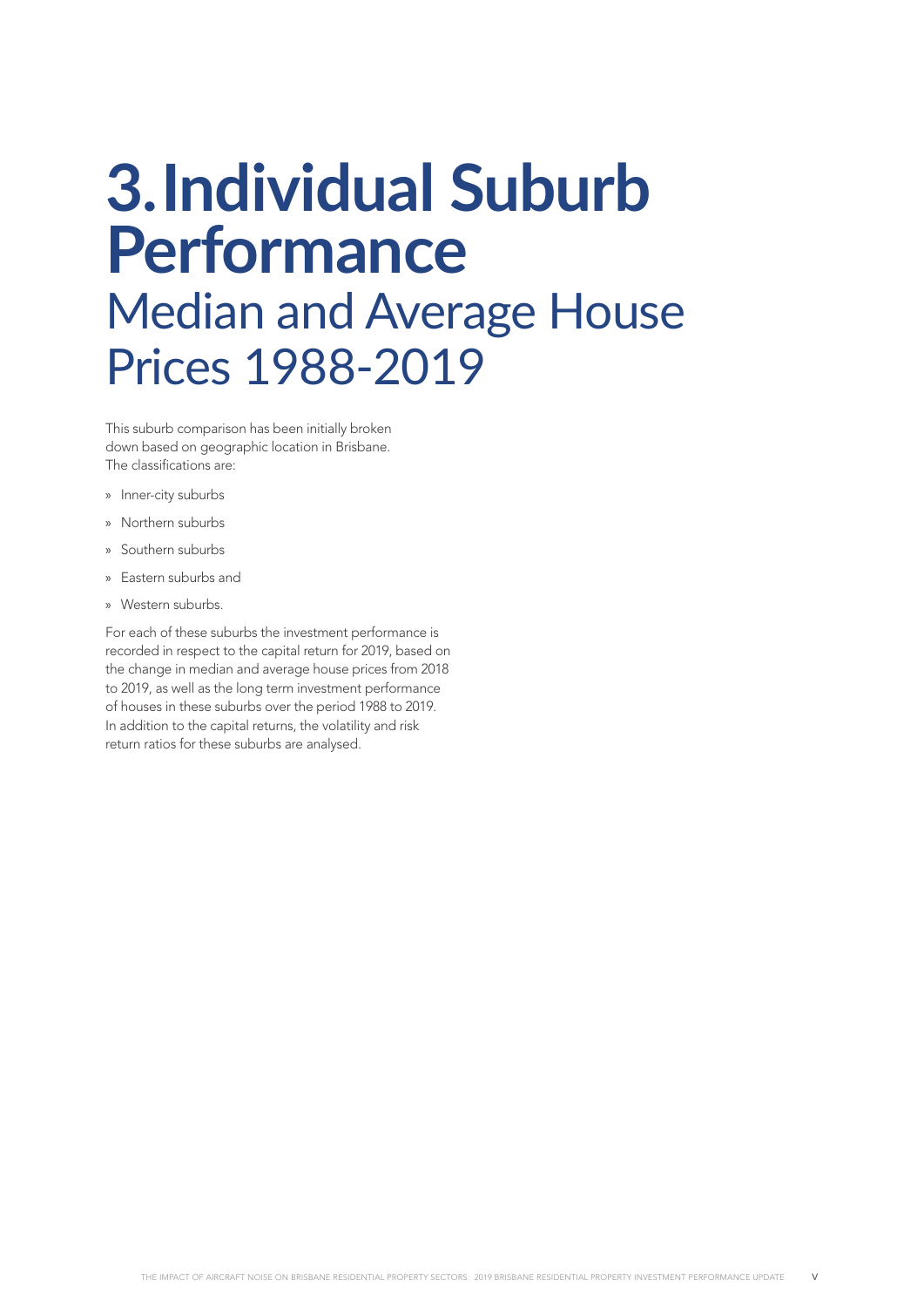# 3. Individual Suburb Performance

## Median and Average House Prices 1988-2019

This suburb comparison has been initially broken down based on geographic location in Brisbane. The classifications are:

- Inner-city suburbs
- Northern suburbs
- Southern suburbs
- Eastern suburbs and
- Western suburbs.

For each of these suburbs the investment performance is recorded in respect to the capital return for 2019, based on the change in median and average house prices from 2018 to 2019, as well as the long term investment performance of houses in these suburbs over the period 1988 to 2019. In addition to the capital returns, the volatility and risk return ratios for these suburbs are analysed.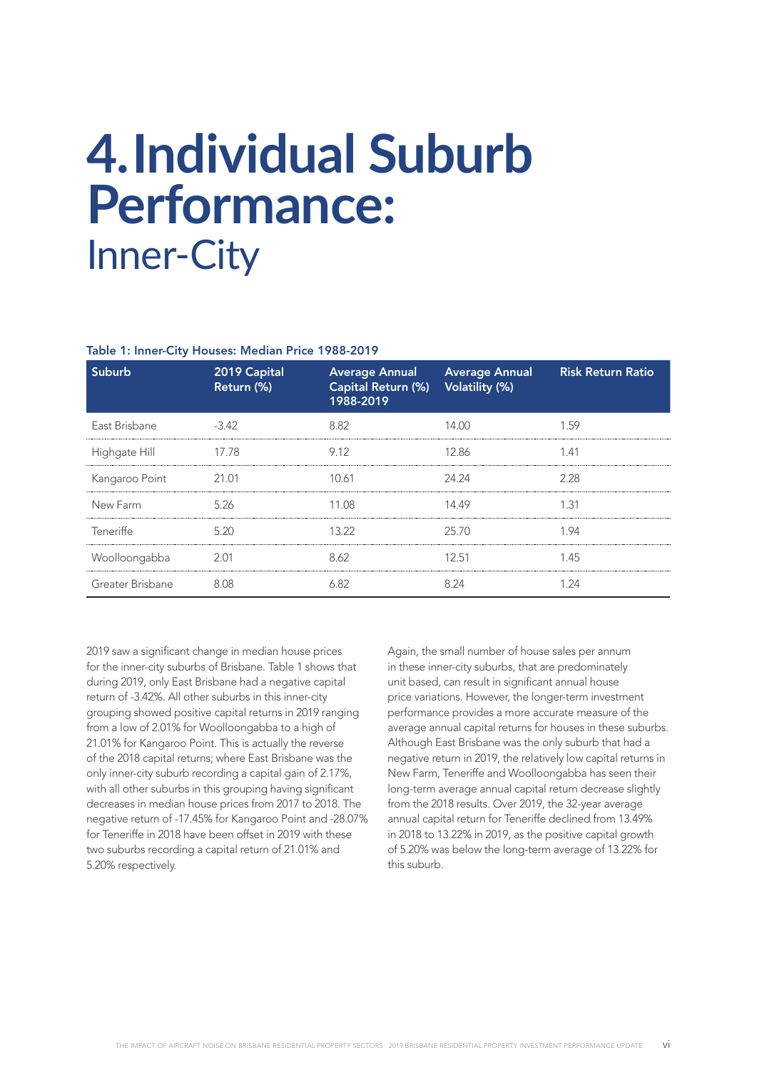# 4. Individual Suburb Performance: Inner-City

Table 1: Inner-City Houses: Median Price 1988-2019

| Suburb | 2019 Capital Return (%) | Average Annual Capital Return (%) 1988-2019 | Average Annual Volatility (%) | Risk Return Ratio |
|---|---|---|---|---|
| East Brisbane | -3.42 | 8.82 | 14.00 | 1.59 |
| Highgate Hill | 17.78 | 9.12 | 12.86 | 1.41 |
| Kangaroo Point | 21.01 | 10.61 | 24.24 | 2.28 |
| New Farm | 5.26 | 11.08 | 14.49 | 1.31 |
| Teneriffe | 5.20 | 13.22 | 25.70 | 1.94 |
| Woolloongabba | 2.01 | 8.62 | 12.51 | 1.45 |
| Greater Brisbane | 8.08 | 6.82 | 8.24 | 1.24 |

2019 saw a significant change in median house prices for the inner-city suburbs of Brisbane. Table 1 shows that during 2019, only East Brisbane had a negative capital return of -3.42%. All other suburbs in this inner-city grouping showed positive capital returns in 2019 ranging from a low of 2.01% for Woolloongabba to a high of 21.01% for Kangaroo Point. This is actually the reverse of the 2018 capital returns; where East Brisbane was the only inner-city suburb recording a capital gain of 2.17%, with all other suburbs in this grouping having significant decreases in median house prices from 2017 to 2018. The negative return of -17.45% for Kangaroo Point and -28.07% for Teneriffe in 2018 have been offset in 2019 with these two suburbs recording a capital return of 21.01% and 5.20% respectively.

Again, the small number of house sales per annum in these inner-city suburbs, that are predominately unit based, can result in significant annual house price variations. However, the longer-term investment performance provides a more accurate measure of the average annual capital returns for houses in these suburbs. Although East Brisbane was the only suburb that had a negative return in 2019, the relatively low capital returns in New Farm, Teneriffe and Woolloongabba has seen their long-term average annual capital return decrease slightly from the 2018 results. Over 2019, the 32-year average annual capital return for Teneriffe declined from 13.49% in 2018 to 13.22% in 2019, as the positive capital growth of 5.20% was below the long-term average of 13.22% for this suburb.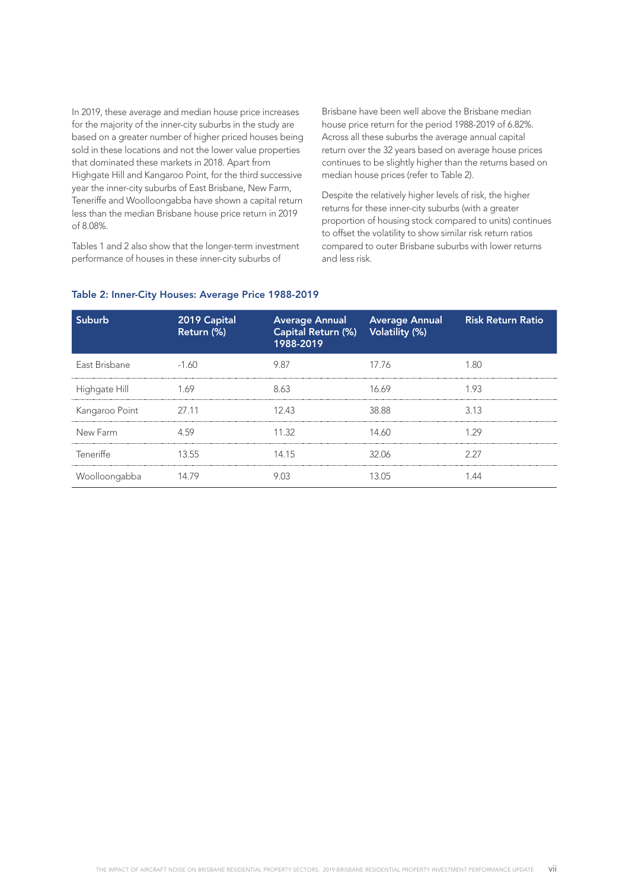In 2019, these average and median house price increases for the majority of the inner-city suburbs in the study are based on a greater number of higher priced houses being sold in these locations and not the lower value properties that dominated these markets in 2018. Apart from Highgate Hill and Kangaroo Point, for the third successive year the inner-city suburbs of East Brisbane, New Farm, Teneriffe and Woolloongabba have shown a capital return less than the median Brisbane house price return in 2019 of 8.08%.

Tables 1 and 2 also show that the longer-term investment performance of houses in these inner-city suburbs of Brisbane have been well above the Brisbane median house price return for the period 1988-2019 of 6.82%. Across all these suburbs the average annual capital return over the 32 years based on average house prices continues to be slightly higher than the returns based on median house prices (refer to Table 2).

Despite the relatively higher levels of risk, the higher returns for these inner-city suburbs (with a greater proportion of housing stock compared to units) continues to offset the volatility to show similar risk return ratios compared to outer Brisbane suburbs with lower returns and less risk.

**Table 2: Inner-City Houses: Average Price 1988-2019**

| Suburb | 2019 Capital Return (%) | Average Annual Capital Return (%) 1988-2019 | Average Annual Volatility (%) | Risk Return Ratio |
|---|---|---|---|---|
| East Brisbane | -1.60 | 9.87 | 17.76 | 1.80 |
| Highgate Hill | 1.69 | 8.63 | 16.69 | 1.93 |
| Kangaroo Point | 27.11 | 12.43 | 38.88 | 3.13 |
| New Farm | 4.59 | 11.32 | 14.60 | 1.29 |
| Teneriffe | 13.55 | 14.15 | 32.06 | 2.27 |
| Woolloongabba | 14.79 | 9.03 | 13.05 | 1.44 |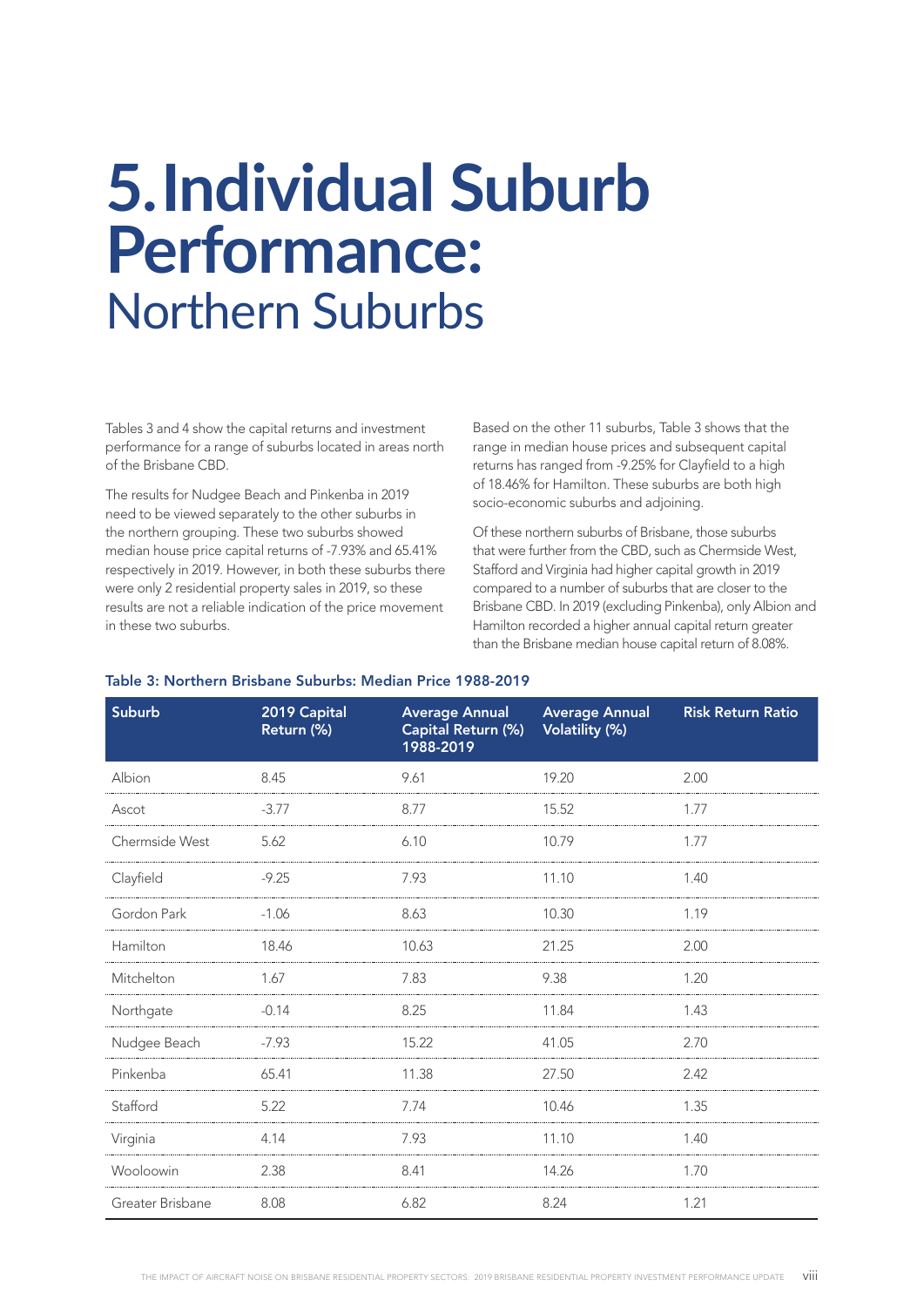# 5. Individual Suburb Performance: Northern Suburbs

Tables 3 and 4 show the capital returns and investment performance for a range of suburbs located in areas north of the Brisbane CBD.

The results for Nudgee Beach and Pinkenba in 2019 need to be viewed separately to the other suburbs in the northern grouping. These two suburbs showed median house price capital returns of -7.93% and 65.41% respectively in 2019. However, in both these suburbs there were only 2 residential property sales in 2019, so these results are not a reliable indication of the price movement in these two suburbs.

Based on the other 11 suburbs, Table 3 shows that the range in median house prices and subsequent capital returns has ranged from -9.25% for Clayfield to a high of 18.46% for Hamilton. These suburbs are both high socio-economic suburbs and adjoining.

Of these northern suburbs of Brisbane, those suburbs that were further from the CBD, such as Chermside West, Stafford and Virginia had higher capital growth in 2019 compared to a number of suburbs that are closer to the Brisbane CBD. In 2019 (excluding Pinkenba), only Albion and Hamilton recorded a higher annual capital return greater than the Brisbane median house capital return of 8.08%.

**Table 3: Northern Brisbane Suburbs: Median Price 1988-2019**

| Suburb | 2019 Capital Return (%) | Average Annual Capital Return (%) 1988-2019 | Average Annual Volatility (%) | Risk Return Ratio |
|---|---|---|---|---|
| Albion | 8.45 | 9.61 | 19.20 | 2.00 |
| Ascot | -3.77 | 8.77 | 15.52 | 1.77 |
| Chermside West | 5.62 | 6.10 | 10.79 | 1.77 |
| Clayfield | -9.25 | 7.93 | 11.10 | 1.40 |
| Gordon Park | -1.06 | 8.63 | 10.30 | 1.19 |
| Hamilton | 18.46 | 10.63 | 21.25 | 2.00 |
| Mitchelton | 1.67 | 7.83 | 9.38 | 1.20 |
| Northgate | -0.14 | 8.25 | 11.84 | 1.43 |
| Nudgee Beach | -7.93 | 15.22 | 41.05 | 2.70 |
| Pinkenba | 65.41 | 11.38 | 27.50 | 2.42 |
| Stafford | 5.22 | 7.74 | 10.46 | 1.35 |
| Virginia | 4.14 | 7.93 | 11.10 | 1.40 |
| Wooloowin | 2.38 | 8.41 | 14.26 | 1.70 |
| Greater Brisbane | 8.08 | 6.82 | 8.24 | 1.21 |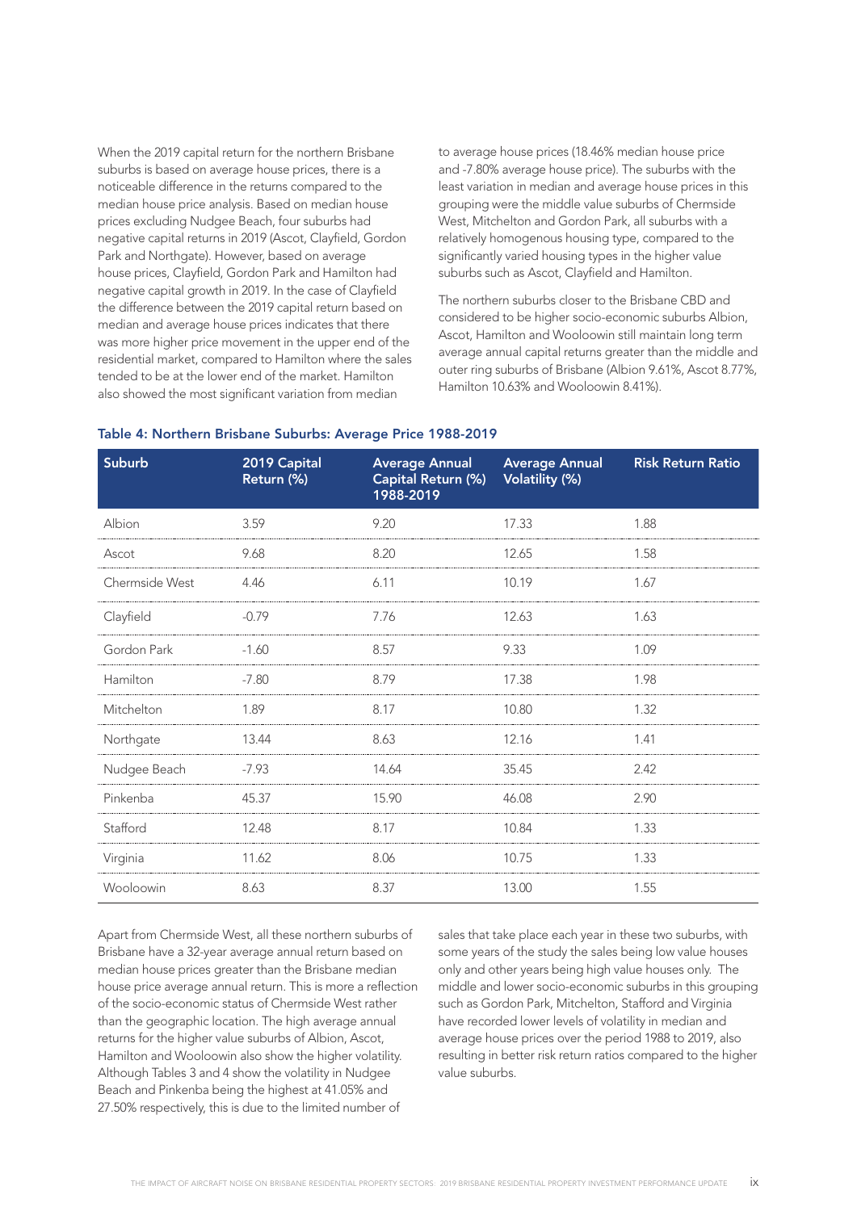When the 2019 capital return for the northern Brisbane suburbs is based on average house prices, there is a noticeable difference in the returns compared to the median house price analysis. Based on median house prices excluding Nudgee Beach, four suburbs had negative capital returns in 2019 (Ascot, Clayfield, Gordon Park and Northgate). However, based on average house prices, Clayfield, Gordon Park and Hamilton had negative capital growth in 2019. In the case of Clayfield the difference between the 2019 capital return based on median and average house prices indicates that there was more higher price movement in the upper end of the residential market, compared to Hamilton where the sales tended to be at the lower end of the market. Hamilton also showed the most significant variation from median to average house prices (18.46% median house price and -7.80% average house price). The suburbs with the least variation in median and average house prices in this grouping were the middle value suburbs of Chermside West, Mitchelton and Gordon Park, all suburbs with a relatively homogenous housing type, compared to the significantly varied housing types in the higher value suburbs such as Ascot, Clayfield and Hamilton.

The northern suburbs closer to the Brisbane CBD and considered to be higher socio-economic suburbs Albion, Ascot, Hamilton and Wooloowin still maintain long term average annual capital returns greater than the middle and outer ring suburbs of Brisbane (Albion 9.61%, Ascot 8.77%, Hamilton 10.63% and Wooloowin 8.41%).

**Table 4: Northern Brisbane Suburbs: Average Price 1988-2019**

| Suburb | 2019 Capital Return (%) | Average Annual Capital Return (%) 1988-2019 | Average Annual Volatility (%) | Risk Return Ratio |
|---|---|---|---|---|
| Albion | 3.59 | 9.20 | 17.33 | 1.88 |
| Ascot | 9.68 | 8.20 | 12.65 | 1.58 |
| Chermside West | 4.46 | 6.11 | 10.19 | 1.67 |
| Clayfield | -0.79 | 7.76 | 12.63 | 1.63 |
| Gordon Park | -1.60 | 8.57 | 9.33 | 1.09 |
| Hamilton | -7.80 | 8.79 | 17.38 | 1.98 |
| Mitchelton | 1.89 | 8.17 | 10.80 | 1.32 |
| Northgate | 13.44 | 8.63 | 12.16 | 1.41 |
| Nudgee Beach | -7.93 | 14.64 | 35.45 | 2.42 |
| Pinkenba | 45.37 | 15.90 | 46.08 | 2.90 |
| Stafford | 12.48 | 8.17 | 10.84 | 1.33 |
| Virginia | 11.62 | 8.06 | 10.75 | 1.33 |
| Wooloowin | 8.63 | 8.37 | 13.00 | 1.55 |

Apart from Chermside West, all these northern suburbs of Brisbane have a 32-year average annual return based on median house prices greater than the Brisbane median house price average annual return. This is more a reflection of the socio-economic status of Chermside West rather than the geographic location. The high average annual returns for the higher value suburbs of Albion, Ascot, Hamilton and Wooloowin also show the higher volatility. Although Tables 3 and 4 show the volatility in Nudgee Beach and Pinkenba being the highest at 41.05% and 27.50% respectively, this is due to the limited number of sales that take place each year in these two suburbs, with some years of the study the sales being low value houses only and other years being high value houses only. The middle and lower socio-economic suburbs in this grouping such as Gordon Park, Mitchelton, Stafford and Virginia have recorded lower levels of volatility in median and average house prices over the period 1988 to 2019, also resulting in better risk return ratios compared to the higher value suburbs.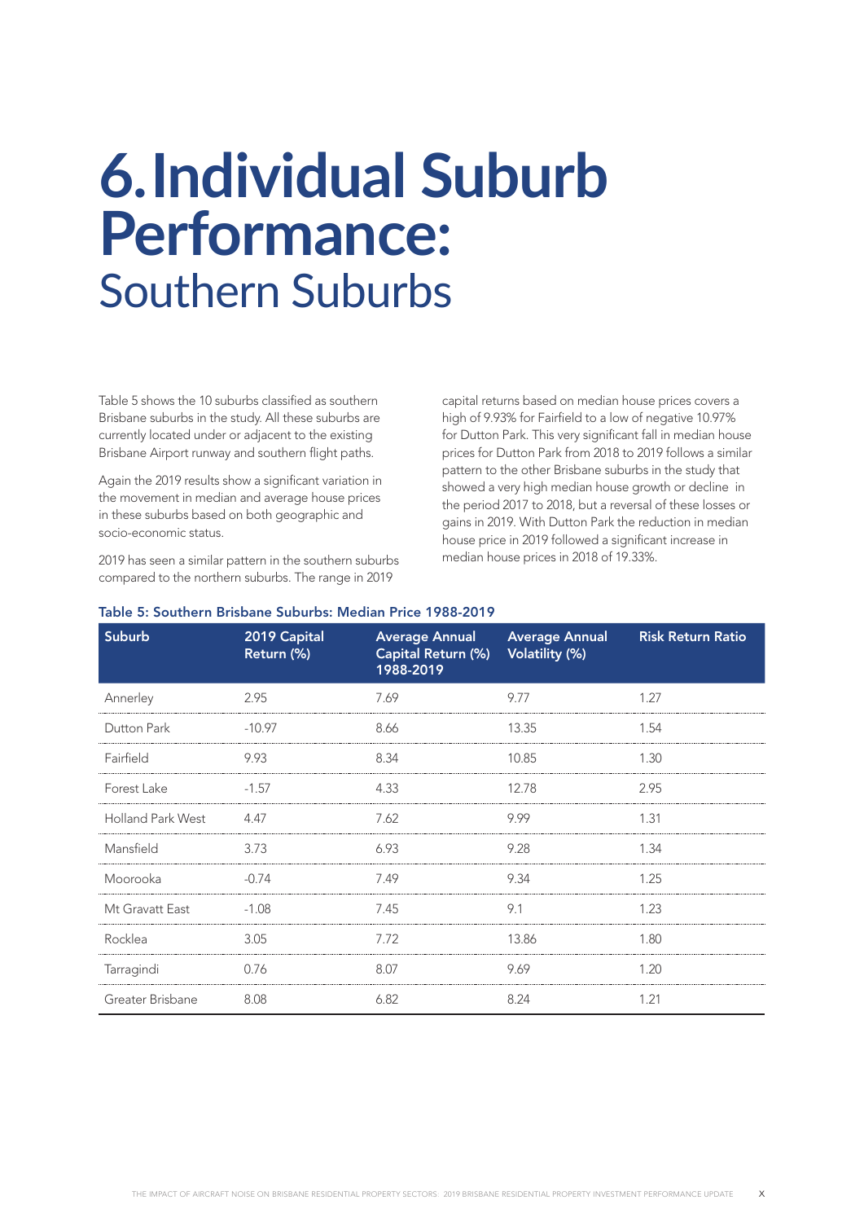# 6. Individual Suburb Performance: Southern Suburbs

Table 5 shows the 10 suburbs classified as southern Brisbane suburbs in the study. All these suburbs are currently located under or adjacent to the existing Brisbane Airport runway and southern flight paths.

Again the 2019 results show a significant variation in the movement in median and average house prices in these suburbs based on both geographic and socio-economic status.

2019 has seen a similar pattern in the southern suburbs compared to the northern suburbs. The range in 2019 capital returns based on median house prices covers a high of 9.93% for Fairfield to a low of negative 10.97% for Dutton Park. This very significant fall in median house prices for Dutton Park from 2018 to 2019 follows a similar pattern to the other Brisbane suburbs in the study that showed a very high median house growth or decline in the period 2017 to 2018, but a reversal of these losses or gains in 2019. With Dutton Park the reduction in median house price in 2019 followed a significant increase in median house prices in 2018 of 19.33%.

**Table 5: Southern Brisbane Suburbs: Median Price 1988-2019**

| Suburb | 2019 Capital Return (%) | Average Annual Capital Return (%) 1988-2019 | Average Annual Volatility (%) | Risk Return Ratio |
|---|---|---|---|---|
| Annerley | 2.95 | 7.69 | 9.77 | 1.27 |
| Dutton Park | -10.97 | 8.66 | 13.35 | 1.54 |
| Fairfield | 9.93 | 8.34 | 10.85 | 1.30 |
| Forest Lake | -1.57 | 4.33 | 12.78 | 2.95 |
| Holland Park West | 4.47 | 7.62 | 9.99 | 1.31 |
| Mansfield | 3.73 | 6.93 | 9.28 | 1.34 |
| Moorooka | -0.74 | 7.49 | 9.34 | 1.25 |
| Mt Gravatt East | -1.08 | 7.45 | 9.1 | 1.23 |
| Rocklea | 3.05 | 7.72 | 13.86 | 1.80 |
| Tarragindi | 0.76 | 8.07 | 9.69 | 1.20 |
| Greater Brisbane | 8.08 | 6.82 | 8.24 | 1.21 |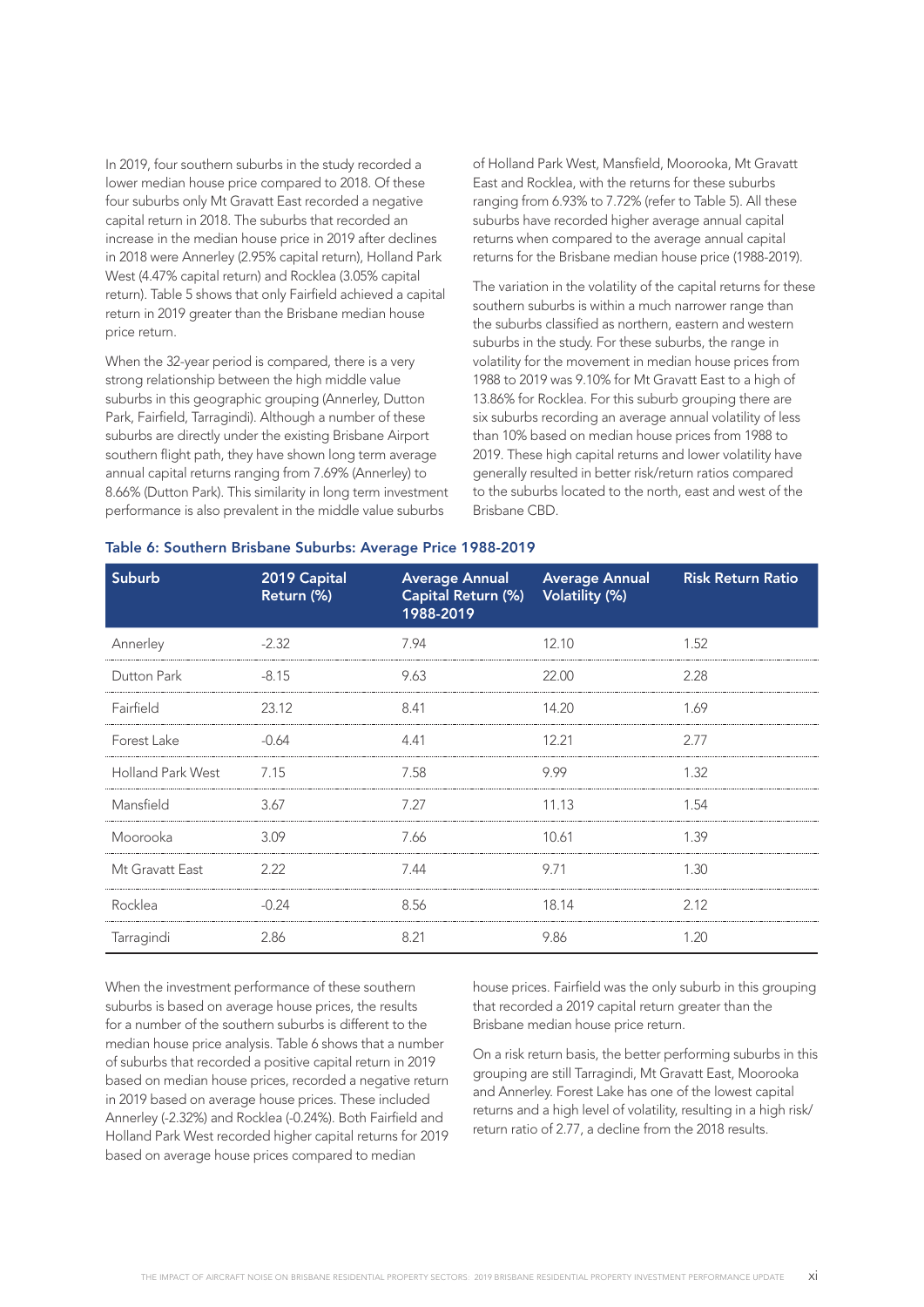In 2019, four southern suburbs in the study recorded a lower median house price compared to 2018. Of these four suburbs only Mt Gravatt East recorded a negative capital return in 2018. The suburbs that recorded an increase in the median house price in 2019 after declines in 2018 were Annerley (2.95% capital return), Holland Park West (4.47% capital return) and Rocklea (3.05% capital return). Table 5 shows that only Fairfield achieved a capital return in 2019 greater than the Brisbane median house price return.

When the 32-year period is compared, there is a very strong relationship between the high middle value suburbs in this geographic grouping (Annerley, Dutton Park, Fairfield, Tarragindi). Although a number of these suburbs are directly under the existing Brisbane Airport southern flight path, they have shown long term average annual capital returns ranging from 7.69% (Annerley) to 8.66% (Dutton Park). This similarity in long term investment performance is also prevalent in the middle value suburbs of Holland Park West, Mansfield, Moorooka, Mt Gravatt East and Rocklea, with the returns for these suburbs ranging from 6.93% to 7.72% (refer to Table 5). All these suburbs have recorded higher average annual capital returns when compared to the average annual capital returns for the Brisbane median house price (1988-2019).

The variation in the volatility of the capital returns for these southern suburbs is within a much narrower range than the suburbs classified as northern, eastern and western suburbs in the study. For these suburbs, the range in volatility for the movement in median house prices from 1988 to 2019 was 9.10% for Mt Gravatt East to a high of 13.86% for Rocklea. For this suburb grouping there are six suburbs recording an average annual volatility of less than 10% based on median house prices from 1988 to 2019. These high capital returns and lower volatility have generally resulted in better risk/return ratios compared to the suburbs located to the north, east and west of the Brisbane CBD.

**Table 6: Southern Brisbane Suburbs: Average Price 1988-2019**

| Suburb | 2019 Capital Return (%) | Average Annual Capital Return (%) 1988-2019 | Average Annual Volatility (%) | Risk Return Ratio |
|---|---|---|---|---|
| Annerley | -2.32 | 7.94 | 12.10 | 1.52 |
| Dutton Park | -8.15 | 9.63 | 22.00 | 2.28 |
| Fairfield | 23.12 | 8.41 | 14.20 | 1.69 |
| Forest Lake | -0.64 | 4.41 | 12.21 | 2.77 |
| Holland Park West | 7.15 | 7.58 | 9.99 | 1.32 |
| Mansfield | 3.67 | 7.27 | 11.13 | 1.54 |
| Moorooka | 3.09 | 7.66 | 10.61 | 1.39 |
| Mt Gravatt East | 2.22 | 7.44 | 9.71 | 1.30 |
| Rocklea | -0.24 | 8.56 | 18.14 | 2.12 |
| Tarragindi | 2.86 | 8.21 | 9.86 | 1.20 |

When the investment performance of these southern suburbs is based on average house prices, the results for a number of the southern suburbs is different to the median house price analysis. Table 6 shows that a number of suburbs that recorded a positive capital return in 2019 based on median house prices, recorded a negative return in 2019 based on average house prices. These included Annerley (-2.32%) and Rocklea (-0.24%). Both Fairfield and Holland Park West recorded higher capital returns for 2019 based on average house prices compared to median house prices. Fairfield was the only suburb in this grouping that recorded a 2019 capital return greater than the Brisbane median house price return.

On a risk return basis, the better performing suburbs in this grouping are still Tarragindi, Mt Gravatt East, Moorooka and Annerley. Forest Lake has one of the lowest capital returns and a high level of volatility, resulting in a high risk/return ratio of 2.77, a decline from the 2018 results.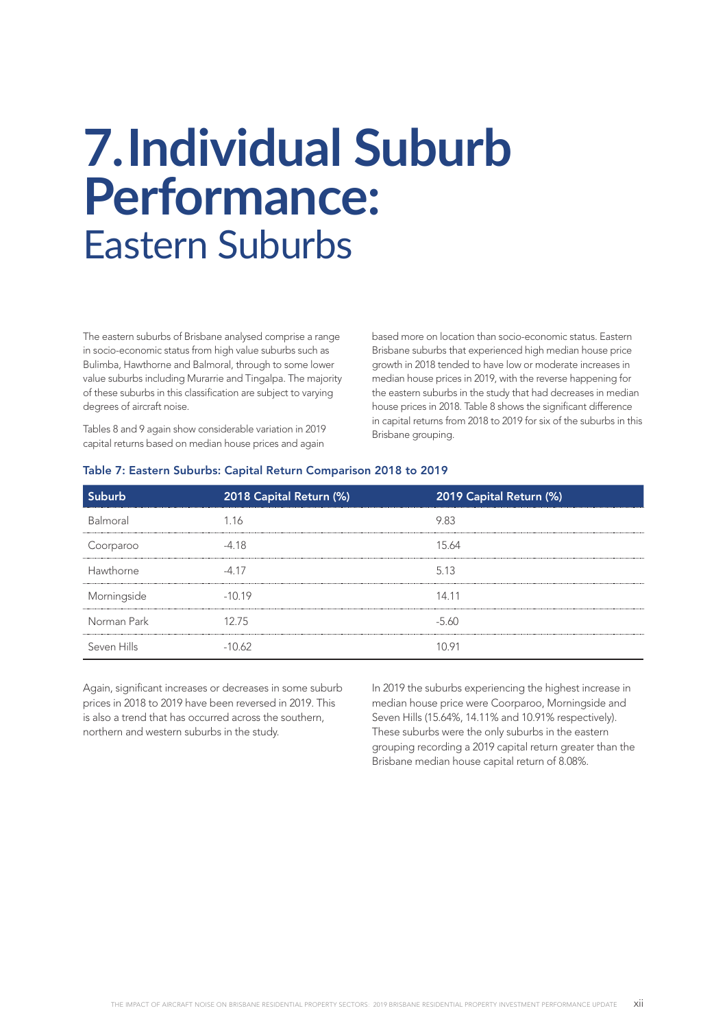# 7. Individual Suburb Performance:

## Eastern Suburbs

The eastern suburbs of Brisbane analysed comprise a range in socio-economic status from high value suburbs such as Bulimba, Hawthorne and Balmoral, through to some lower value suburbs including Murarrie and Tingalpa. The majority of these suburbs in this classification are subject to varying degrees of aircraft noise.

Tables 8 and 9 again show considerable variation in 2019 capital returns based on median house prices and again based more on location than socio-economic status. Eastern Brisbane suburbs that experienced high median house price growth in 2018 tended to have low or moderate increases in median house prices in 2019, with the reverse happening for the eastern suburbs in the study that had decreases in median house prices in 2018. Table 8 shows the significant difference in capital returns from 2018 to 2019 for six of the suburbs in this Brisbane grouping.

**Table 7: Eastern Suburbs: Capital Return Comparison 2018 to 2019**

| Suburb | 2018 Capital Return (%) | 2019 Capital Return (%) |
|---|---|---|
| Balmoral | 1.16 | 9.83 |
| Coorparoo | -4.18 | 15.64 |
| Hawthorne | -4.17 | 5.13 |
| Morningside | -10.19 | 14.11 |
| Norman Park | 12.75 | -5.60 |
| Seven Hills | -10.62 | 10.91 |

Again, significant increases or decreases in some suburb prices in 2018 to 2019 have been reversed in 2019. This is also a trend that has occurred across the southern, northern and western suburbs in the study.

In 2019 the suburbs experiencing the highest increase in median house price were Coorparoo, Morningside and Seven Hills (15.64%, 14.11% and 10.91% respectively). These suburbs were the only suburbs in the eastern grouping recording a 2019 capital return greater than the Brisbane median house capital return of 8.08%.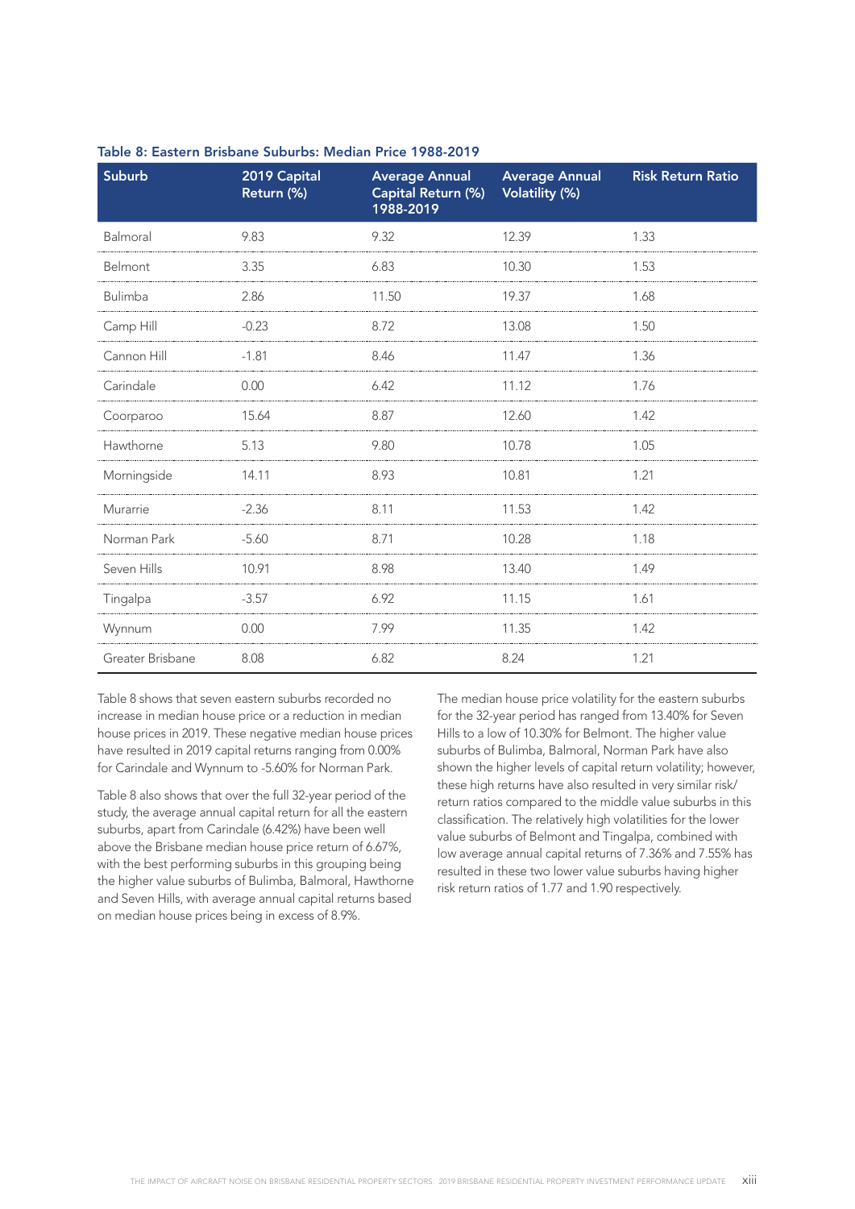**Table 8: Eastern Brisbane Suburbs: Median Price 1988-2019**

| Suburb | 2019 Capital Return (%) | Average Annual Capital Return (%) 1988-2019 | Average Annual Volatility (%) | Risk Return Ratio |
|---|---|---|---|---|
| Balmoral | 9.83 | 9.32 | 12.39 | 1.33 |
| Belmont | 3.35 | 6.83 | 10.30 | 1.53 |
| Bulimba | 2.86 | 11.50 | 19.37 | 1.68 |
| Camp Hill | -0.23 | 8.72 | 13.08 | 1.50 |
| Cannon Hill | -1.81 | 8.46 | 11.47 | 1.36 |
| Carindale | 0.00 | 6.42 | 11.12 | 1.76 |
| Coorparoo | 15.64 | 8.87 | 12.60 | 1.42 |
| Hawthorne | 5.13 | 9.80 | 10.78 | 1.05 |
| Morningside | 14.11 | 8.93 | 10.81 | 1.21 |
| Murarrie | -2.36 | 8.11 | 11.53 | 1.42 |
| Norman Park | -5.60 | 8.71 | 10.28 | 1.18 |
| Seven Hills | 10.91 | 8.98 | 13.40 | 1.49 |
| Tingalpa | -3.57 | 6.92 | 11.15 | 1.61 |
| Wynnum | 0.00 | 7.99 | 11.35 | 1.42 |
| Greater Brisbane | 8.08 | 6.82 | 8.24 | 1.21 |

Table 8 shows that seven eastern suburbs recorded no increase in median house price or a reduction in median house prices in 2019. These negative median house prices have resulted in 2019 capital returns ranging from 0.00% for Carindale and Wynnum to -5.60% for Norman Park.

Table 8 also shows that over the full 32-year period of the study, the average annual capital return for all the eastern suburbs, apart from Carindale (6.42%) have been well above the Brisbane median house price return of 6.67%, with the best performing suburbs in this grouping being the higher value suburbs of Bulimba, Balmoral, Hawthorne and Seven Hills, with average annual capital returns based on median house prices being in excess of 8.9%.

The median house price volatility for the eastern suburbs for the 32-year period has ranged from 13.40% for Seven Hills to a low of 10.30% for Belmont. The higher value suburbs of Bulimba, Balmoral, Norman Park have also shown the higher levels of capital return volatility; however, these high returns have also resulted in very similar risk/return ratios compared to the middle value suburbs in this classification. The relatively high volatilities for the lower value suburbs of Belmont and Tingalpa, combined with low average annual capital returns of 7.36% and 7.55% has resulted in these two lower value suburbs having higher risk return ratios of 1.77 and 1.90 respectively.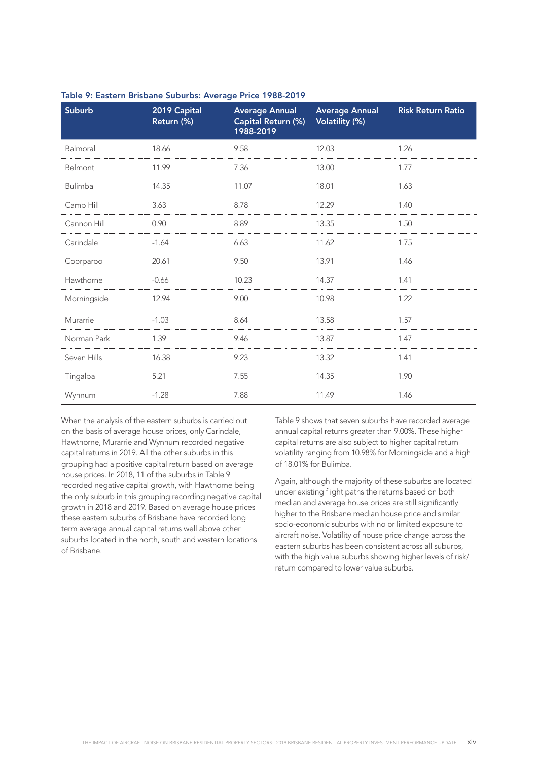### Table 9: Eastern Brisbane Suburbs: Average Price 1988-2019

| Suburb | 2019 Capital Return (%) | Average Annual Capital Return (%) 1988-2019 | Average Annual Volatility (%) | Risk Return Ratio |
|---|---|---|---|---|
| Balmoral | 18.66 | 9.58 | 12.03 | 1.26 |
| Belmont | 11.99 | 7.36 | 13.00 | 1.77 |
| Bulimba | 14.35 | 11.07 | 18.01 | 1.63 |
| Camp Hill | 3.63 | 8.78 | 12.29 | 1.40 |
| Cannon Hill | 0.90 | 8.89 | 13.35 | 1.50 |
| Carindale | -1.64 | 6.63 | 11.62 | 1.75 |
| Coorparoo | 20.61 | 9.50 | 13.91 | 1.46 |
| Hawthorne | -0.66 | 10.23 | 14.37 | 1.41 |
| Morningside | 12.94 | 9.00 | 10.98 | 1.22 |
| Murarrie | -1.03 | 8.64 | 13.58 | 1.57 |
| Norman Park | 1.39 | 9.46 | 13.87 | 1.47 |
| Seven Hills | 16.38 | 9.23 | 13.32 | 1.41 |
| Tingalpa | 5.21 | 7.55 | 14.35 | 1.90 |
| Wynnum | -1.28 | 7.88 | 11.49 | 1.46 |

When the analysis of the eastern suburbs is carried out on the basis of average house prices, only Carindale, Hawthorne, Murarrie and Wynnum recorded negative capital returns in 2019. All the other suburbs in this grouping had a positive capital return based on average house prices. In 2018, 11 of the suburbs in Table 9 recorded negative capital growth, with Hawthorne being the only suburb in this grouping recording negative capital growth in 2018 and 2019. Based on average house prices these eastern suburbs of Brisbane have recorded long term average annual capital returns well above other suburbs located in the north, south and western locations of Brisbane.

Table 9 shows that seven suburbs have recorded average annual capital returns greater than 9.00%. These higher capital returns are also subject to higher capital return volatility ranging from 10.98% for Morningside and a high of 18.01% for Bulimba.

Again, although the majority of these suburbs are located under existing flight paths the returns based on both median and average house prices are still significantly higher to the Brisbane median house price and similar socio-economic suburbs with no or limited exposure to aircraft noise. Volatility of house price change across the eastern suburbs has been consistent across all suburbs, with the high value suburbs showing higher levels of risk/return compared to lower value suburbs.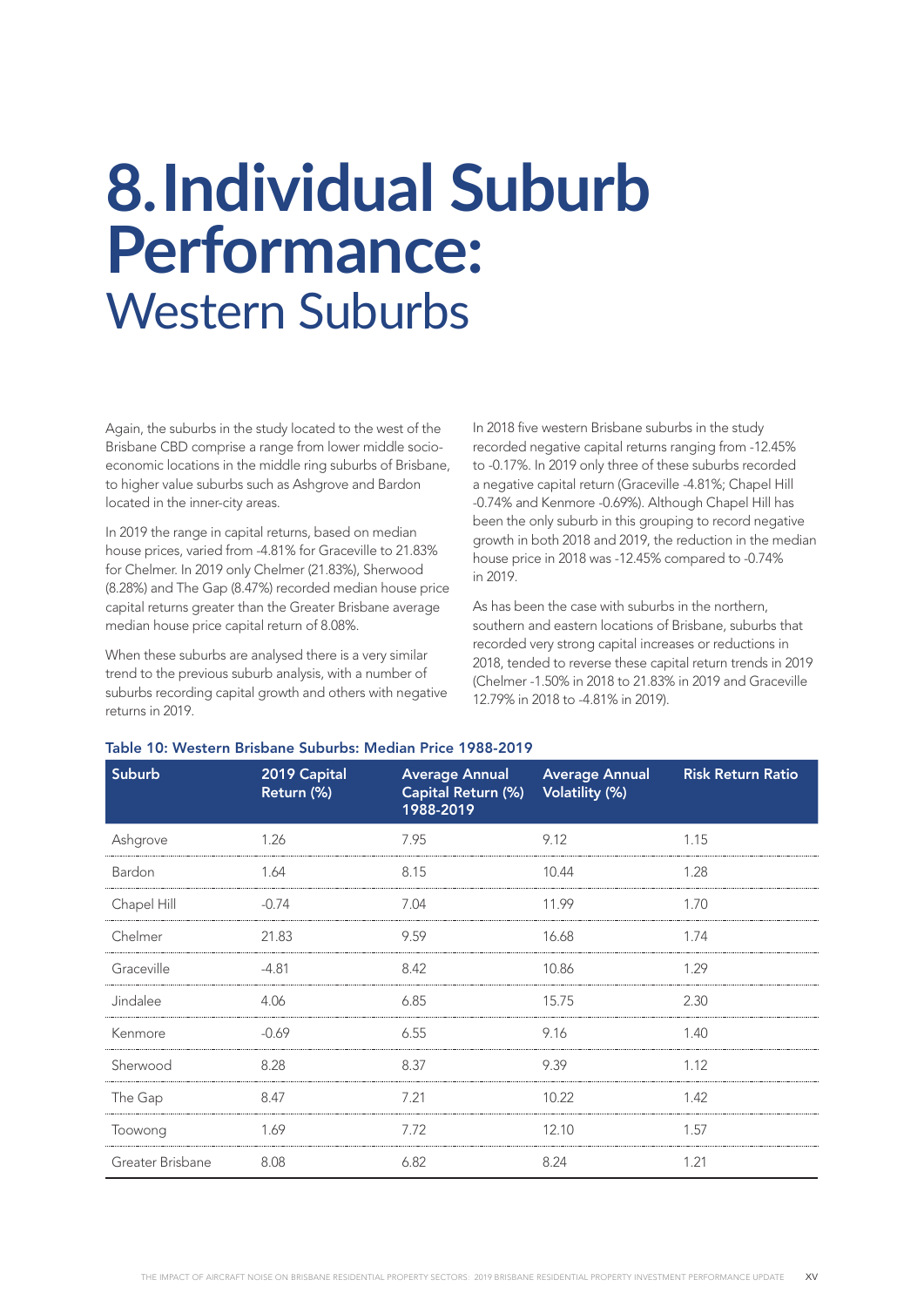# 8. Individual Suburb Performance: Western Suburbs

Again, the suburbs in the study located to the west of the Brisbane CBD comprise a range from lower middle socio-economic locations in the middle ring suburbs of Brisbane, to higher value suburbs such as Ashgrove and Bardon located in the inner-city areas.

In 2019 the range in capital returns, based on median house prices, varied from -4.81% for Graceville to 21.83% for Chelmer. In 2019 only Chelmer (21.83%), Sherwood (8.28%) and The Gap (8.47%) recorded median house price capital returns greater than the Greater Brisbane average median house price capital return of 8.08%.

When these suburbs are analysed there is a very similar trend to the previous suburb analysis, with a number of suburbs recording capital growth and others with negative returns in 2019.

In 2018 five western Brisbane suburbs in the study recorded negative capital returns ranging from -12.45% to -0.17%. In 2019 only three of these suburbs recorded a negative capital return (Graceville -4.81%; Chapel Hill -0.74% and Kenmore -0.69%). Although Chapel Hill has been the only suburb in this grouping to record negative growth in both 2018 and 2019, the reduction in the median house price in 2018 was -12.45% compared to -0.74% in 2019.

As has been the case with suburbs in the northern, southern and eastern locations of Brisbane, suburbs that recorded very strong capital increases or reductions in 2018, tended to reverse these capital return trends in 2019 (Chelmer -1.50% in 2018 to 21.83% in 2019 and Graceville 12.79% in 2018 to -4.81% in 2019).

**Table 10: Western Brisbane Suburbs: Median Price 1988-2019**

| Suburb | 2019 Capital Return (%) | Average Annual Capital Return (%) 1988-2019 | Average Annual Volatility (%) | Risk Return Ratio |
|---|---|---|---|---|
| Ashgrove | 1.26 | 7.95 | 9.12 | 1.15 |
| Bardon | 1.64 | 8.15 | 10.44 | 1.28 |
| Chapel Hill | -0.74 | 7.04 | 11.99 | 1.70 |
| Chelmer | 21.83 | 9.59 | 16.68 | 1.74 |
| Graceville | -4.81 | 8.42 | 10.86 | 1.29 |
| Jindalee | 4.06 | 6.85 | 15.75 | 2.30 |
| Kenmore | -0.69 | 6.55 | 9.16 | 1.40 |
| Sherwood | 8.28 | 8.37 | 9.39 | 1.12 |
| The Gap | 8.47 | 7.21 | 10.22 | 1.42 |
| Toowong | 1.69 | 7.72 | 12.10 | 1.57 |
| Greater Brisbane | 8.08 | 6.82 | 8.24 | 1.21 |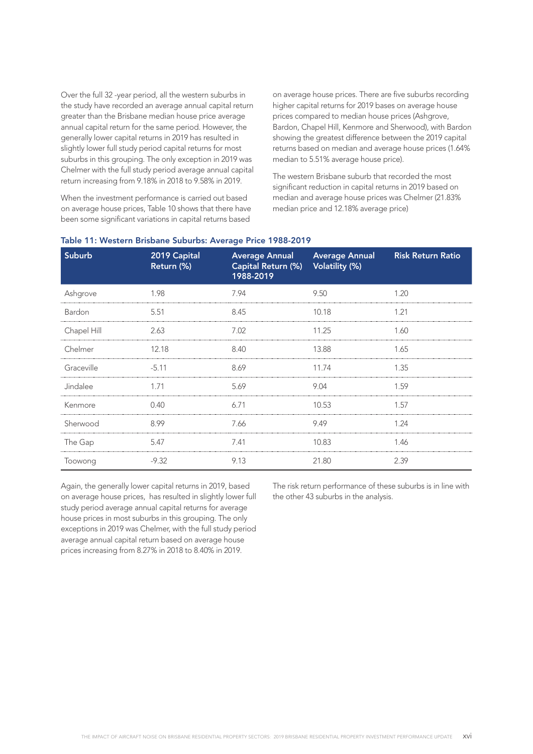Over the full 32 -year period, all the western suburbs in the study have recorded an average annual capital return greater than the Brisbane median house price average annual capital return for the same period. However, the generally lower capital returns in 2019 has resulted in slightly lower full study period capital returns for most suburbs in this grouping. The only exception in 2019 was Chelmer with the full study period average annual capital return increasing from 9.18% in 2018 to 9.58% in 2019.

When the investment performance is carried out based on average house prices, Table 10 shows that there have been some significant variations in capital returns based on average house prices. There are five suburbs recording higher capital returns for 2019 bases on average house prices compared to median house prices (Ashgrove, Bardon, Chapel Hill, Kenmore and Sherwood), with Bardon showing the greatest difference between the 2019 capital returns based on median and average house prices (1.64% median to 5.51% average house price).

The western Brisbane suburb that recorded the most significant reduction in capital returns in 2019 based on median and average house prices was Chelmer (21.83% median price and 12.18% average price)

**Table 11: Western Brisbane Suburbs: Average Price 1988-2019**

| Suburb | 2019 Capital Return (%) | Average Annual Capital Return (%) 1988-2019 | Average Annual Volatility (%) | Risk Return Ratio |
|---|---|---|---|---|
| Ashgrove | 1.98 | 7.94 | 9.50 | 1.20 |
| Bardon | 5.51 | 8.45 | 10.18 | 1.21 |
| Chapel Hill | 2.63 | 7.02 | 11.25 | 1.60 |
| Chelmer | 12.18 | 8.40 | 13.88 | 1.65 |
| Graceville | -5.11 | 8.69 | 11.74 | 1.35 |
| Jindalee | 1.71 | 5.69 | 9.04 | 1.59 |
| Kenmore | 0.40 | 6.71 | 10.53 | 1.57 |
| Sherwood | 8.99 | 7.66 | 9.49 | 1.24 |
| The Gap | 5.47 | 7.41 | 10.83 | 1.46 |
| Toowong | -9.32 | 9.13 | 21.80 | 2.39 |

Again, the generally lower capital returns in 2019, based on average house prices, has resulted in slightly lower full study period average annual capital returns for average house prices in most suburbs in this grouping. The only exceptions in 2019 was Chelmer, with the full study period average annual capital return based on average house prices increasing from 8.27% in 2018 to 8.40% in 2019.

The risk return performance of these suburbs is in line with the other 43 suburbs in the analysis.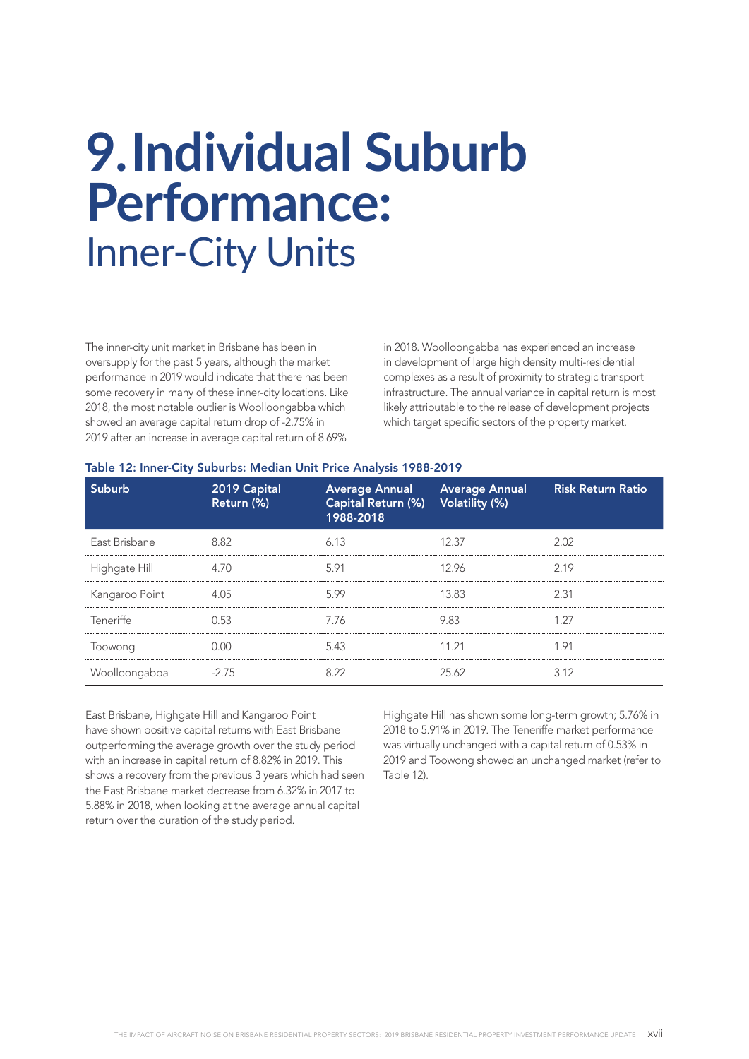# 9. Individual Suburb Performance: Inner-City Units

The inner-city unit market in Brisbane has been in oversupply for the past 5 years, although the market performance in 2019 would indicate that there has been some recovery in many of these inner-city locations. Like 2018, the most notable outlier is Woolloongabba which showed an average capital return drop of -2.75% in 2019 after an increase in average capital return of 8.69% in 2018. Woolloongabba has experienced an increase in development of large high density multi-residential complexes as a result of proximity to strategic transport infrastructure. The annual variance in capital return is most likely attributable to the release of development projects which target specific sectors of the property market.

**Table 12: Inner-City Suburbs: Median Unit Price Analysis 1988-2019**

| Suburb | 2019 Capital Return (%) | Average Annual Capital Return (%) 1988-2018 | Average Annual Volatility (%) | Risk Return Ratio |
|---|---|---|---|---|
| East Brisbane | 8.82 | 6.13 | 12.37 | 2.02 |
| Highgate Hill | 4.70 | 5.91 | 12.96 | 2.19 |
| Kangaroo Point | 4.05 | 5.99 | 13.83 | 2.31 |
| Teneriffe | 0.53 | 7.76 | 9.83 | 1.27 |
| Toowong | 0.00 | 5.43 | 11.21 | 1.91 |
| Woolloongabba | -2.75 | 8.22 | 25.62 | 3.12 |

East Brisbane, Highgate Hill and Kangaroo Point have shown positive capital returns with East Brisbane outperforming the average growth over the study period with an increase in capital return of 8.82% in 2019. This shows a recovery from the previous 3 years which had seen the East Brisbane market decrease from 6.32% in 2017 to 5.88% in 2018, when looking at the average annual capital return over the duration of the study period.

Highgate Hill has shown some long-term growth; 5.76% in 2018 to 5.91% in 2019. The Teneriffe market performance was virtually unchanged with a capital return of 0.53% in 2019 and Toowong showed an unchanged market (refer to Table 12).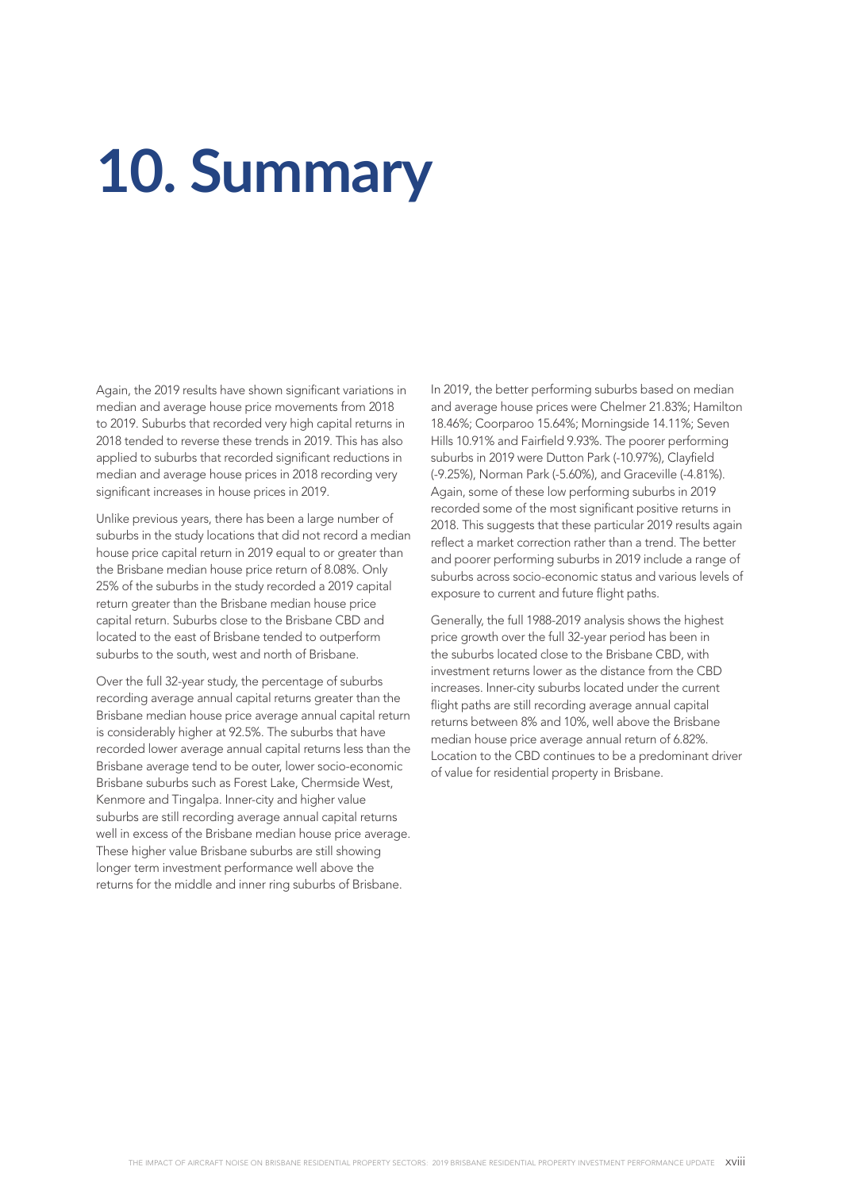# 10. Summary

Again, the 2019 results have shown significant variations in median and average house price movements from 2018 to 2019. Suburbs that recorded very high capital returns in 2018 tended to reverse these trends in 2019. This has also applied to suburbs that recorded significant reductions in median and average house prices in 2018 recording very significant increases in house prices in 2019.

Unlike previous years, there has been a large number of suburbs in the study locations that did not record a median house price capital return in 2019 equal to or greater than the Brisbane median house price return of 8.08%. Only 25% of the suburbs in the study recorded a 2019 capital return greater than the Brisbane median house price capital return. Suburbs close to the Brisbane CBD and located to the east of Brisbane tended to outperform suburbs to the south, west and north of Brisbane.

Over the full 32-year study, the percentage of suburbs recording average annual capital returns greater than the Brisbane median house price average annual capital return is considerably higher at 92.5%. The suburbs that have recorded lower average annual capital returns less than the Brisbane average tend to be outer, lower socio-economic Brisbane suburbs such as Forest Lake, Chermside West, Kenmore and Tingalpa. Inner-city and higher value suburbs are still recording average annual capital returns well in excess of the Brisbane median house price average. These higher value Brisbane suburbs are still showing longer term investment performance well above the returns for the middle and inner ring suburbs of Brisbane.

In 2019, the better performing suburbs based on median and average house prices were Chelmer 21.83%; Hamilton 18.46%; Coorparoo 15.64%; Morningside 14.11%; Seven Hills 10.91% and Fairfield 9.93%. The poorer performing suburbs in 2019 were Dutton Park (-10.97%), Clayfield (-9.25%), Norman Park (-5.60%), and Graceville (-4.81%). Again, some of these low performing suburbs in 2019 recorded some of the most significant positive returns in 2018. This suggests that these particular 2019 results again reflect a market correction rather than a trend. The better and poorer performing suburbs in 2019 include a range of suburbs across socio-economic status and various levels of exposure to current and future flight paths.

Generally, the full 1988-2019 analysis shows the highest price growth over the full 32-year period has been in the suburbs located close to the Brisbane CBD, with investment returns lower as the distance from the CBD increases. Inner-city suburbs located under the current flight paths are still recording average annual capital returns between 8% and 10%, well above the Brisbane median house price average annual return of 6.82%. Location to the CBD continues to be a predominant driver of value for residential property in Brisbane.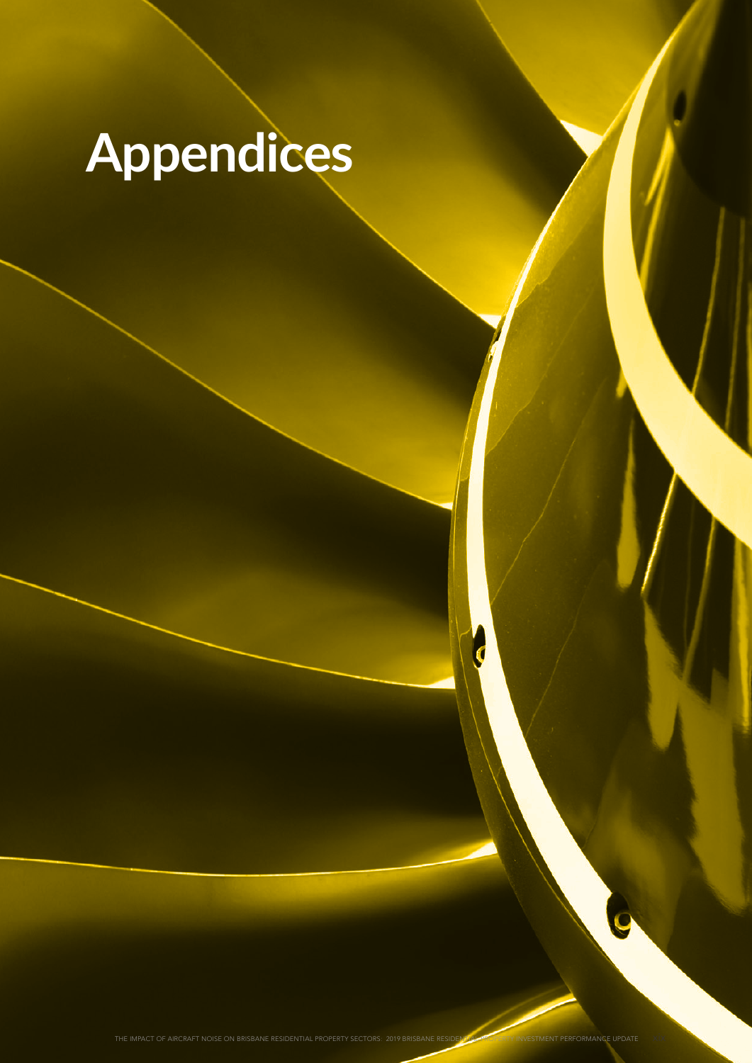# Appendices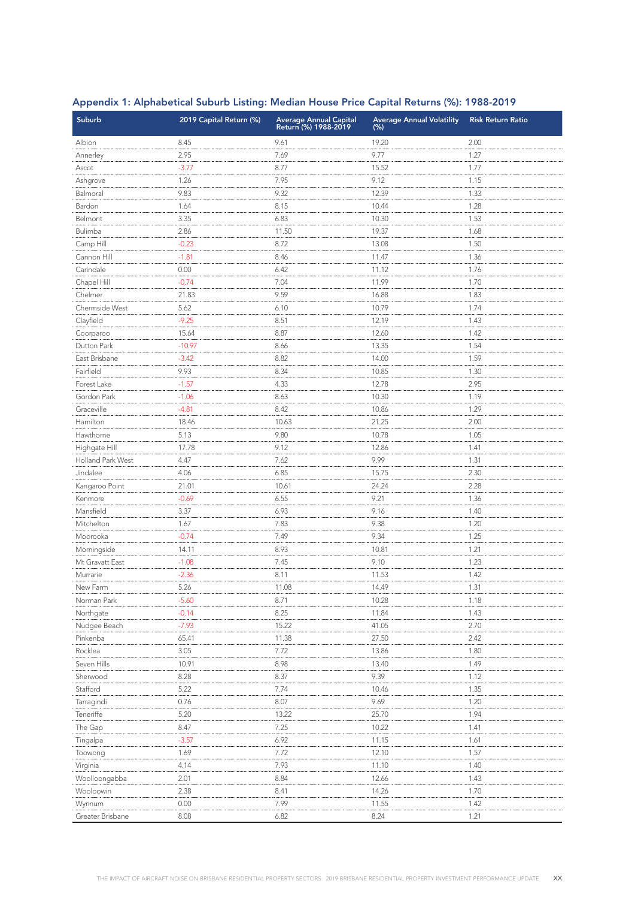## Appendix 1: Alphabetical Suburb Listing: Median House Price Capital Returns (%): 1988-2019

| Suburb | 2019 Capital Return (%) | Average Annual Capital Return (%) 1988-2019 | Average Annual Volatility (%) | Risk Return Ratio |
|---|---|---|---|---|
| Albion | 8.45 | 9.61 | 19.20 | 2.00 |
| Annerley | 2.95 | 7.69 | 9.77 | 1.27 |
| Ascot | -3.77 | 8.77 | 15.52 | 1.77 |
| Ashgrove | 1.26 | 7.95 | 9.12 | 1.15 |
| Balmoral | 9.83 | 9.32 | 12.39 | 1.33 |
| Bardon | 1.64 | 8.15 | 10.44 | 1.28 |
| Belmont | 3.35 | 6.83 | 10.30 | 1.53 |
| Bulimba | 2.86 | 11.50 | 19.37 | 1.68 |
| Camp Hill | -0.23 | 8.72 | 13.08 | 1.50 |
| Cannon Hill | -1.81 | 8.46 | 11.47 | 1.36 |
| Carindale | 0.00 | 6.42 | 11.12 | 1.76 |
| Chapel Hill | -0.74 | 7.04 | 11.99 | 1.70 |
| Chelmer | 21.83 | 9.59 | 16.88 | 1.83 |
| Chermside West | 5.62 | 6.10 | 10.79 | 1.74 |
| Clayfield | -9.25 | 8.51 | 12.19 | 1.43 |
| Coorparoo | 15.64 | 8.87 | 12.60 | 1.42 |
| Dutton Park | -10.97 | 8.66 | 13.35 | 1.54 |
| East Brisbane | -3.42 | 8.82 | 14.00 | 1.59 |
| Fairfield | 9.93 | 8.34 | 10.85 | 1.30 |
| Forest Lake | -1.57 | 4.33 | 12.78 | 2.95 |
| Gordon Park | -1.06 | 8.63 | 10.30 | 1.19 |
| Graceville | -4.81 | 8.42 | 10.86 | 1.29 |
| Hamilton | 18.46 | 10.63 | 21.25 | 2.00 |
| Hawthorne | 5.13 | 9.80 | 10.78 | 1.05 |
| Highgate Hill | 17.78 | 9.12 | 12.86 | 1.41 |
| Holland Park West | 4.47 | 7.62 | 9.99 | 1.31 |
| Jindalee | 4.06 | 6.85 | 15.75 | 2.30 |
| Kangaroo Point | 21.01 | 10.61 | 24.24 | 2.28 |
| Kenmore | -0.69 | 6.55 | 9.21 | 1.36 |
| Mansfield | 3.37 | 6.93 | 9.16 | 1.40 |
| Mitchelton | 1.67 | 7.83 | 9.38 | 1.20 |
| Moorooka | -0.74 | 7.49 | 9.34 | 1.25 |
| Morningside | 14.11 | 8.93 | 10.81 | 1.21 |
| Mt Gravatt East | -1.08 | 7.45 | 9.10 | 1.23 |
| Murrarie | -2.36 | 8.11 | 11.53 | 1.42 |
| New Farm | 5.26 | 11.08 | 14.49 | 1.31 |
| Norman Park | -5.60 | 8.71 | 10.28 | 1.18 |
| Northgate | -0.14 | 8.25 | 11.84 | 1.43 |
| Nudgee Beach | -7.93 | 15.22 | 41.05 | 2.70 |
| Pinkenba | 65.41 | 11.38 | 27.50 | 2.42 |
| Rocklea | 3.05 | 7.72 | 13.86 | 1.80 |
| Seven Hills | 10.91 | 8.98 | 13.40 | 1.49 |
| Sherwood | 8.28 | 8.37 | 9.39 | 1.12 |
| Stafford | 5.22 | 7.74 | 10.46 | 1.35 |
| Tarragindi | 0.76 | 8.07 | 9.69 | 1.20 |
| Teneriffe | 5.20 | 13.22 | 25.70 | 1.94 |
| The Gap | 8.47 | 7.25 | 10.22 | 1.41 |
| Tingalpa | -3.57 | 6.92 | 11.15 | 1.61 |
| Toowong | 1.69 | 7.72 | 12.10 | 1.57 |
| Virginia | 4.14 | 7.93 | 11.10 | 1.40 |
| Woolloongabba | 2.01 | 8.84 | 12.66 | 1.43 |
| Wooloowin | 2.38 | 8.41 | 14.26 | 1.70 |
| Wynnum | 0.00 | 7.99 | 11.55 | 1.42 |
| Greater Brisbane | 8.08 | 6.82 | 8.24 | 1.21 |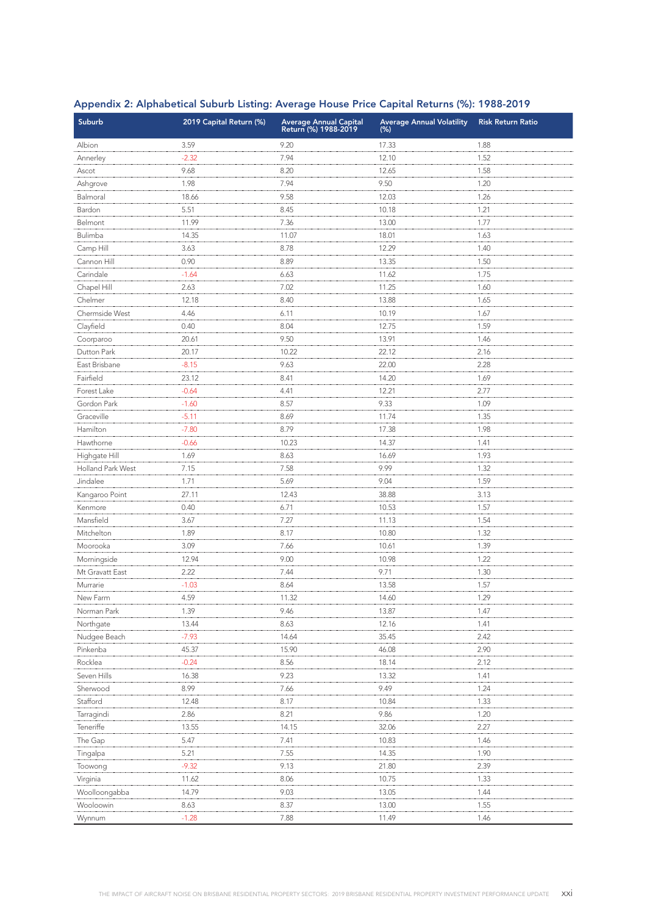## Appendix 2: Alphabetical Suburb Listing: Average House Price Capital Returns (%): 1988-2019

| Suburb | 2019 Capital Return (%) | Average Annual Capital Return (%) 1988-2019 | Average Annual Volatility (%) | Risk Return Ratio |
|---|---|---|---|---|
| Albion | 3.59 | 9.20 | 17.33 | 1.88 |
| Annerley | -2.32 | 7.94 | 12.10 | 1.52 |
| Ascot | 9.68 | 8.20 | 12.65 | 1.58 |
| Ashgrove | 1.98 | 7.94 | 9.50 | 1.20 |
| Balmoral | 18.66 | 9.58 | 12.03 | 1.26 |
| Bardon | 5.51 | 8.45 | 10.18 | 1.21 |
| Belmont | 11.99 | 7.36 | 13.00 | 1.77 |
| Bulimba | 14.35 | 11.07 | 18.01 | 1.63 |
| Camp Hill | 3.63 | 8.78 | 12.29 | 1.40 |
| Cannon Hill | 0.90 | 8.89 | 13.35 | 1.50 |
| Carindale | -1.64 | 6.63 | 11.62 | 1.75 |
| Chapel Hill | 2.63 | 7.02 | 11.25 | 1.60 |
| Chelmer | 12.18 | 8.40 | 13.88 | 1.65 |
| Chermside West | 4.46 | 6.11 | 10.19 | 1.67 |
| Clayfield | 0.40 | 8.04 | 12.75 | 1.59 |
| Coorparoo | 20.61 | 9.50 | 13.91 | 1.46 |
| Dutton Park | 20.17 | 10.22 | 22.12 | 2.16 |
| East Brisbane | -8.15 | 9.63 | 22.00 | 2.28 |
| Fairfield | 23.12 | 8.41 | 14.20 | 1.69 |
| Forest Lake | -0.64 | 4.41 | 12.21 | 2.77 |
| Gordon Park | -1.60 | 8.57 | 9.33 | 1.09 |
| Graceville | -5.11 | 8.69 | 11.74 | 1.35 |
| Hamilton | -7.80 | 8.79 | 17.38 | 1.98 |
| Hawthorne | -0.66 | 10.23 | 14.37 | 1.41 |
| Highgate Hill | 1.69 | 8.63 | 16.69 | 1.93 |
| Holland Park West | 7.15 | 7.58 | 9.99 | 1.32 |
| Jindalee | 1.71 | 5.69 | 9.04 | 1.59 |
| Kangaroo Point | 27.11 | 12.43 | 38.88 | 3.13 |
| Kenmore | 0.40 | 6.71 | 10.53 | 1.57 |
| Mansfield | 3.67 | 7.27 | 11.13 | 1.54 |
| Mitchelton | 1.89 | 8.17 | 10.80 | 1.32 |
| Moorooka | 3.09 | 7.66 | 10.61 | 1.39 |
| Morningside | 12.94 | 9.00 | 10.98 | 1.22 |
| Mt Gravatt East | 2.22 | 7.44 | 9.71 | 1.30 |
| Murrarie | -1.03 | 8.64 | 13.58 | 1.57 |
| New Farm | 4.59 | 11.32 | 14.60 | 1.29 |
| Norman Park | 1.39 | 9.46 | 13.87 | 1.47 |
| Northgate | 13.44 | 8.63 | 12.16 | 1.41 |
| Nudgee Beach | -7.93 | 14.64 | 35.45 | 2.42 |
| Pinkenba | 45.37 | 15.90 | 46.08 | 2.90 |
| Rocklea | -0.24 | 8.56 | 18.14 | 2.12 |
| Seven Hills | 16.38 | 9.23 | 13.32 | 1.41 |
| Sherwood | 8.99 | 7.66 | 9.49 | 1.24 |
| Stafford | 12.48 | 8.17 | 10.84 | 1.33 |
| Tarragindi | 2.86 | 8.21 | 9.86 | 1.20 |
| Teneriffe | 13.55 | 14.15 | 32.06 | 2.27 |
| The Gap | 5.47 | 7.41 | 10.83 | 1.46 |
| Tingalpa | 5.21 | 7.55 | 14.35 | 1.90 |
| Toowong | -9.32 | 9.13 | 21.80 | 2.39 |
| Virginia | 11.62 | 8.06 | 10.75 | 1.33 |
| Woolloongabba | 14.79 | 9.03 | 13.05 | 1.44 |
| Wooloowin | 8.63 | 8.37 | 13.00 | 1.55 |
| Wynnum | -1.28 | 7.88 | 11.49 | 1.46 |